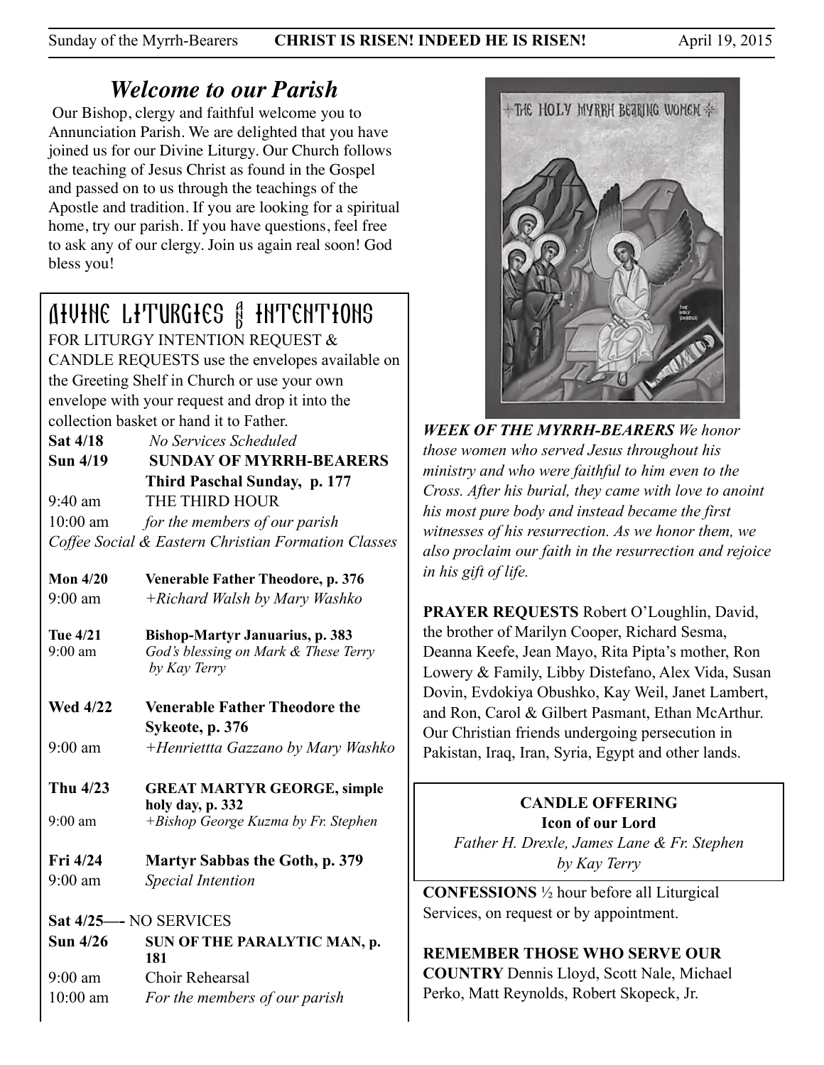# *Welcome to our Parish*

Our Bishop, clergy and faithful welcome you to Annunciation Parish. We are delighted that you have joined us for our Divine Liturgy. Our Church follows the teaching of Jesus Christ as found in the Gospel and passed on to us through the teachings of the Apostle and tradition. If you are looking for a spiritual home, try our parish. If you have questions, feel free to ask any of our clergy. Join us again real soon! God bless you!

## Divine Liturgies and Intentions

FOR LITURGY INTENTION REQUEST & CANDLE REQUESTS use the envelopes available on the Greeting Shelf in Church or use your own envelope with your request and drop it into the collection basket or hand it to Father.

**Sat 4/18** *No Services Scheduled*

**Sun 4/19** **SUNDAY OF MYRRH-BEARERS Third Paschal Sunday, p. 177**
9:40 am THE THIRD HOUR
10:00 am *for the members of our parish*
*Coffee Social & Eastern Christian Formation Classes*

**Mon 4/20** **Venerable Father Theodore, p. 376**
9:00 am *+Richard Walsh by Mary Washko*

**Tue 4/21** **Bishop-Martyr Januarius, p. 383**
9:00 am *God's blessing on Mark & These Terry by Kay Terry*

**Wed 4/22** **Venerable Father Theodore the Sykeote, p. 376**
9:00 am *+Henriettta Gazzano by Mary Washko*

**Thu 4/23** **GREAT MARTYR GEORGE, simple holy day, p. 332**
9:00 am *+Bishop George Kuzma by Fr. Stephen*

**Fri 4/24** **Martyr Sabbas the Goth, p. 379**
9:00 am *Special Intention*

**Sat 4/25—-** NO SERVICES

**Sun 4/26** **SUN OF THE PARALYTIC MAN, p. 181**
9:00 am Choir Rehearsal
10:00 am *For the members of our parish*

THE HOLY MYRRH BEARING WOMEN

***WEEK OF THE MYRRH-BEARERS*** *We honor those women who served Jesus throughout his ministry and who were faithful to him even to the Cross. After his burial, they came with love to anoint his most pure body and instead became the first witnesses of his resurrection. As we honor them, we also proclaim our faith in the resurrection and rejoice in his gift of life.*

**PRAYER REQUESTS** Robert O'Loughlin, David, the brother of Marilyn Cooper, Richard Sesma, Deanna Keefe, Jean Mayo, Rita Pipta's mother, Ron Lowery & Family, Libby Distefano, Alex Vida, Susan Dovin, Evdokiya Obushko, Kay Weil, Janet Lambert, and Ron, Carol & Gilbert Pasmant, Ethan McArthur. Our Christian friends undergoing persecution in Pakistan, Iraq, Iran, Syria, Egypt and other lands.

**CANDLE OFFERING**
**Icon of our Lord**
*Father H. Drexle, James Lane & Fr. Stephen by Kay Terry*

**CONFESSIONS** ½ hour before all Liturgical Services, on request or by appointment.

**REMEMBER THOSE WHO SERVE OUR COUNTRY** Dennis Lloyd, Scott Nale, Michael Perko, Matt Reynolds, Robert Skopeck, Jr.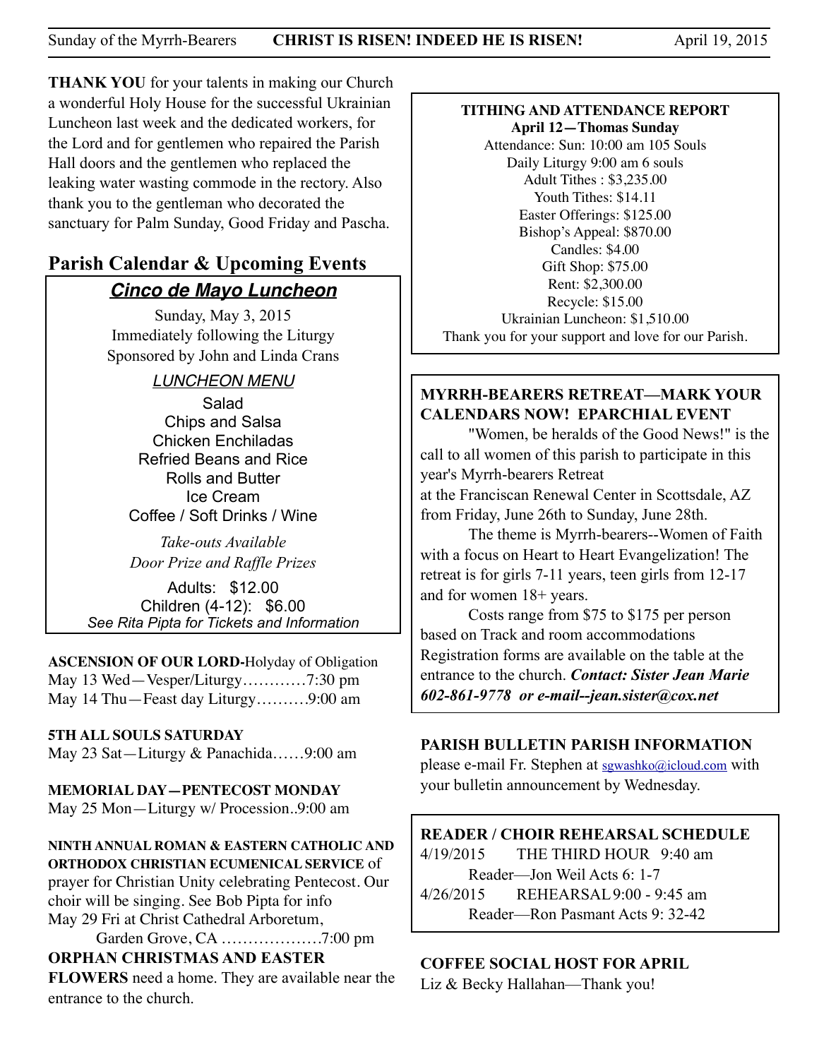**THANK YOU** for your talents in making our Church a wonderful Holy House for the successful Ukrainian Luncheon last week and the dedicated workers, for the Lord and for gentlemen who repaired the Parish Hall doors and the gentlemen who replaced the leaking water wasting commode in the rectory. Also thank you to the gentleman who decorated the sanctuary for Palm Sunday, Good Friday and Pascha.

## Parish Calendar & Upcoming Events

### *Cinco de Mayo Luncheon*

Sunday, May 3, 2015
Immediately following the Liturgy
Sponsored by John and Linda Crans

*LUNCHEON MENU*

Salad
Chips and Salsa
Chicken Enchiladas
Refried Beans and Rice
Rolls and Butter
Ice Cream
Coffee / Soft Drinks / Wine

*Take-outs Available*
*Door Prize and Raffle Prizes*

Adults: $12.00
Children (4-12): $6.00
*See Rita Pipta for Tickets and Information*

**ASCENSION OF OUR LORD-**Holyday of Obligation
May 13 Wed—Vesper/Liturgy…………7:30 pm
May 14 Thu—Feast day Liturgy……….9:00 am

**5TH ALL SOULS SATURDAY**
May 23 Sat—Liturgy & Panachida……9:00 am

**MEMORIAL DAY—PENTECOST MONDAY**
May 25 Mon—Liturgy w/ Procession..9:00 am

**NINTH ANNUAL ROMAN & EASTERN CATHOLIC AND ORTHODOX CHRISTIAN ECUMENICAL SERVICE** of prayer for Christian Unity celebrating Pentecost. Our choir will be singing. See Bob Pipta for info
May 29 Fri at Christ Cathedral Arboretum,
Garden Grove, CA ……………….7:00 pm

**ORPHAN CHRISTMAS AND EASTER FLOWERS** need a home. They are available near the entrance to the church.

**TITHING AND ATTENDANCE REPORT**
**April 12—Thomas Sunday**
Attendance: Sun: 10:00 am 105 Souls
Daily Liturgy 9:00 am 6 souls
Adult Tithes : $3,235.00
Youth Tithes: $14.11
Easter Offerings: $125.00
Bishop's Appeal: $870.00
Candles: $4.00
Gift Shop: $75.00
Rent: $2,300.00
Recycle: $15.00
Ukrainian Luncheon: $1,510.00
Thank you for your support and love for our Parish.

**MYRRH-BEARERS RETREAT—MARK YOUR CALENDARS NOW! EPARCHIAL EVENT**

"Women, be heralds of the Good News!" is the call to all women of this parish to participate in this year's Myrrh-bearers Retreat at the Franciscan Renewal Center in Scottsdale, AZ from Friday, June 26th to Sunday, June 28th.

The theme is Myrrh-bearers--Women of Faith with a focus on Heart to Heart Evangelization! The retreat is for girls 7-11 years, teen girls from 12-17 and for women 18+ years.

Costs range from $75 to $175 per person based on Track and room accommodations Registration forms are available on the table at the entrance to the church. ***Contact: Sister Jean Marie 602-861-9778 or e-mail--jean.sister@cox.net***

**PARISH BULLETIN PARISH INFORMATION**
please e-mail Fr. Stephen at sgwashko@icloud.com with your bulletin announcement by Wednesday.

**READER / CHOIR REHEARSAL SCHEDULE**
4/19/2015 THE THIRD HOUR 9:40 am
Reader—Jon Weil Acts 6: 1-7
4/26/2015 REHEARSAL 9:00 - 9:45 am
Reader—Ron Pasmant Acts 9: 32-42

**COFFEE SOCIAL HOST FOR APRIL**
Liz & Becky Hallahan—Thank you!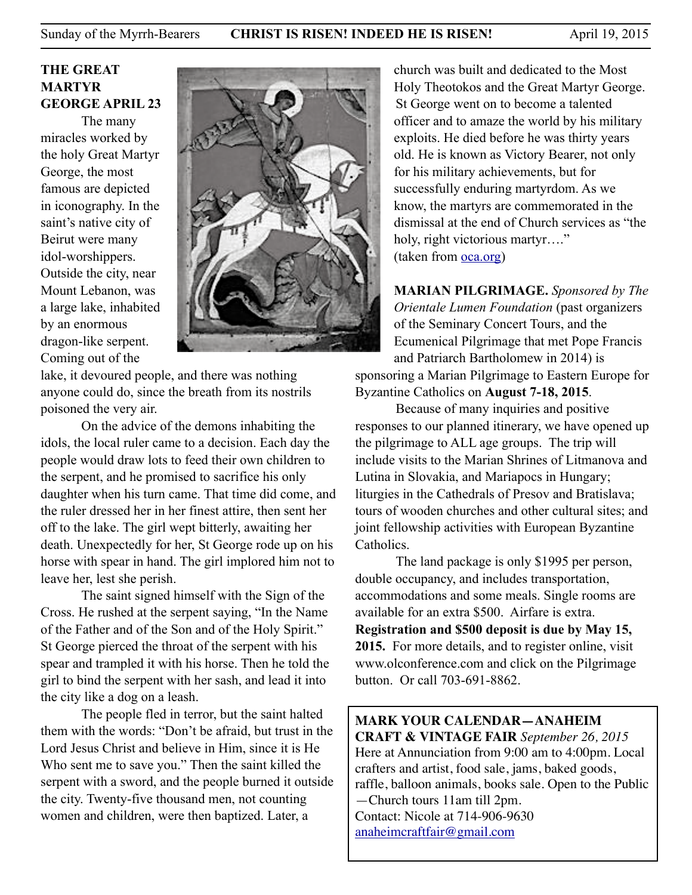**THE GREAT MARTYR GEORGE APRIL 23**

The many miracles worked by the holy Great Martyr George, the most famous are depicted in iconography. In the saint's native city of Beirut were many idol-worshippers. Outside the city, near Mount Lebanon, was a large lake, inhabited by an enormous dragon-like serpent. Coming out of the lake, it devoured people, and there was nothing anyone could do, since the breath from its nostrils poisoned the very air.

On the advice of the demons inhabiting the idols, the local ruler came to a decision. Each day the people would draw lots to feed their own children to the serpent, and he promised to sacrifice his only daughter when his turn came. That time did come, and the ruler dressed her in her finest attire, then sent her off to the lake. The girl wept bitterly, awaiting her death. Unexpectedly for her, St George rode up on his horse with spear in hand. The girl implored him not to leave her, lest she perish.

The saint signed himself with the Sign of the Cross. He rushed at the serpent saying, "In the Name of the Father and of the Son and of the Holy Spirit." St George pierced the throat of the serpent with his spear and trampled it with his horse. Then he told the girl to bind the serpent with her sash, and lead it into the city like a dog on a leash.

The people fled in terror, but the saint halted them with the words: "Don't be afraid, but trust in the Lord Jesus Christ and believe in Him, since it is He Who sent me to save you." Then the saint killed the serpent with a sword, and the people burned it outside the city. Twenty-five thousand men, not counting women and children, were then baptized. Later, a church was built and dedicated to the Most Holy Theotokos and the Great Martyr George. St George went on to become a talented officer and to amaze the world by his military exploits. He died before he was thirty years old. He is known as Victory Bearer, not only for his military achievements, but for successfully enduring martyrdom. As we know, the martyrs are commemorated in the dismissal at the end of Church services as "the holy, right victorious martyr…." (taken from oca.org)

**MARIAN PILGRIMAGE.** *Sponsored by The Orientale Lumen Foundation* (past organizers of the Seminary Concert Tours, and the Ecumenical Pilgrimage that met Pope Francis and Patriarch Bartholomew in 2014) is sponsoring a Marian Pilgrimage to Eastern Europe for Byzantine Catholics on **August 7-18, 2015**.

Because of many inquiries and positive responses to our planned itinerary, we have opened up the pilgrimage to ALL age groups. The trip will include visits to the Marian Shrines of Litmanova and Lutina in Slovakia, and Mariapocs in Hungary; liturgies in the Cathedrals of Presov and Bratislava; tours of wooden churches and other cultural sites; and joint fellowship activities with European Byzantine Catholics.

The land package is only $1995 per person, double occupancy, and includes transportation, accommodations and some meals. Single rooms are available for an extra $500. Airfare is extra. **Registration and $500 deposit is due by May 15, 2015.** For more details, and to register online, visit www.olconference.com and click on the Pilgrimage button. Or call 703-691-8862.

**MARK YOUR CALENDAR—ANAHEIM CRAFT & VINTAGE FAIR** *September 26, 2015*
Here at Annunciation from 9:00 am to 4:00pm. Local crafters and artist, food sale, jams, baked goods, raffle, balloon animals, books sale. Open to the Public—Church tours 11am till 2pm.
Contact: Nicole at 714-906-9630
anaheimcraftfair@gmail.com